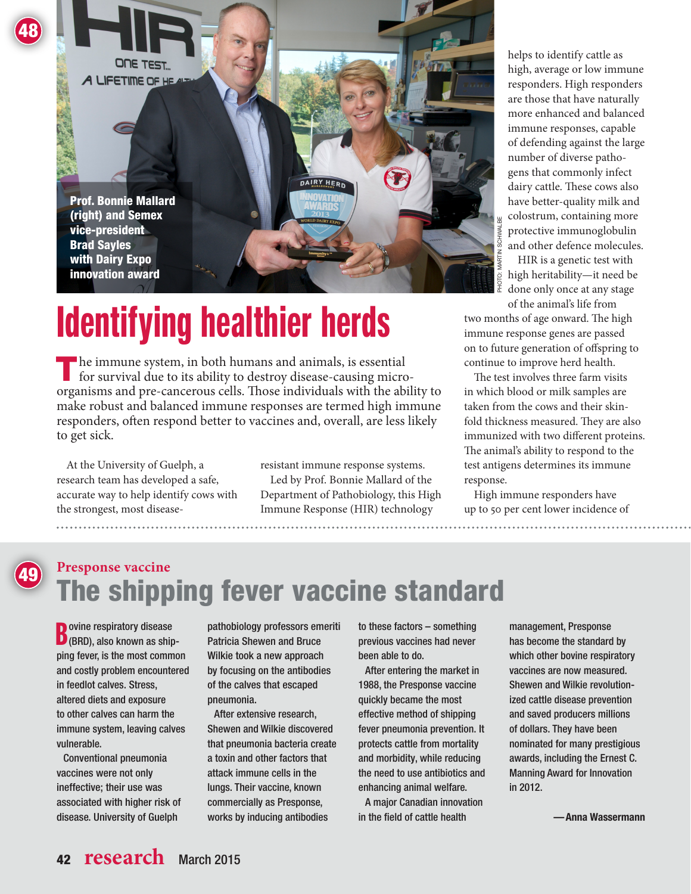48

Prof. Bonnie Mallard (right) and Semex vice-president Brad Sayles with Dairy Expo innovation award

PHOTO: MARTIN SCHWALBE

# Identifying healthier herds

The immune system, in both humans and animals, is essential for survival due to its ability to destroy disease-causing microorganisms and pre-cancerous cells. Those individuals with the ability to make robust and balanced immune responses are termed high immune responders, often respond better to vaccines and, overall, are less likely to get sick.

At the University of Guelph, a research team has developed a safe, accurate way to help identify cows with the strongest, most disease-resistant immune response systems.

Led by Prof. Bonnie Mallard of the Department of Pathobiology, this High Immune Response (HIR) technology helps to identify cattle as high, average or low immune responders. High responders are those that have naturally more enhanced and balanced immune responses, capable of defending against the large number of diverse pathogens that commonly infect dairy cattle. These cows also have better-quality milk and colostrum, containing more protective immunoglobulin and other defence molecules.

HIR is a genetic test with high heritability—it need be done only once at any stage of the animal's life from two months of age onward. The high immune response genes are passed on to future generation of offspring to continue to improve herd health.

The test involves three farm visits in which blood or milk samples are taken from the cows and their skin-fold thickness measured. They are also immunized with two different proteins. The animal's ability to respond to the test antigens determines its immune response.

High immune responders have up to 50 per cent lower incidence of

49

## Presponse vaccine

# The shipping fever vaccine standard

Bovine respiratory disease (BRD), also known as shipping fever, is the most common and costly problem encountered in feedlot calves. Stress, altered diets and exposure to other calves can harm the immune system, leaving calves vulnerable.

Conventional pneumonia vaccines were not only ineffective; their use was associated with higher risk of disease. University of Guelph pathobiology professors emeriti Patricia Shewen and Bruce Wilkie took a new approach by focusing on the antibodies of the calves that escaped pneumonia.

After extensive research, Shewen and Wilkie discovered that pneumonia bacteria create a toxin and other factors that attack immune cells in the lungs. Their vaccine, known commercially as Presponse, works by inducing antibodies to these factors – something previous vaccines had never been able to do.

After entering the market in 1988, the Presponse vaccine quickly became the most effective method of shipping fever pneumonia prevention. It protects cattle from mortality and morbidity, while reducing the need to use antibiotics and enhancing animal welfare.

A major Canadian innovation in the field of cattle health management, Presponse has become the standard by which other bovine respiratory vaccines are now measured. Shewen and Wilkie revolutionized cattle disease prevention and saved producers millions of dollars. They have been nominated for many prestigious awards, including the Ernest C. Manning Award for Innovation in 2012.

—Anna Wassermann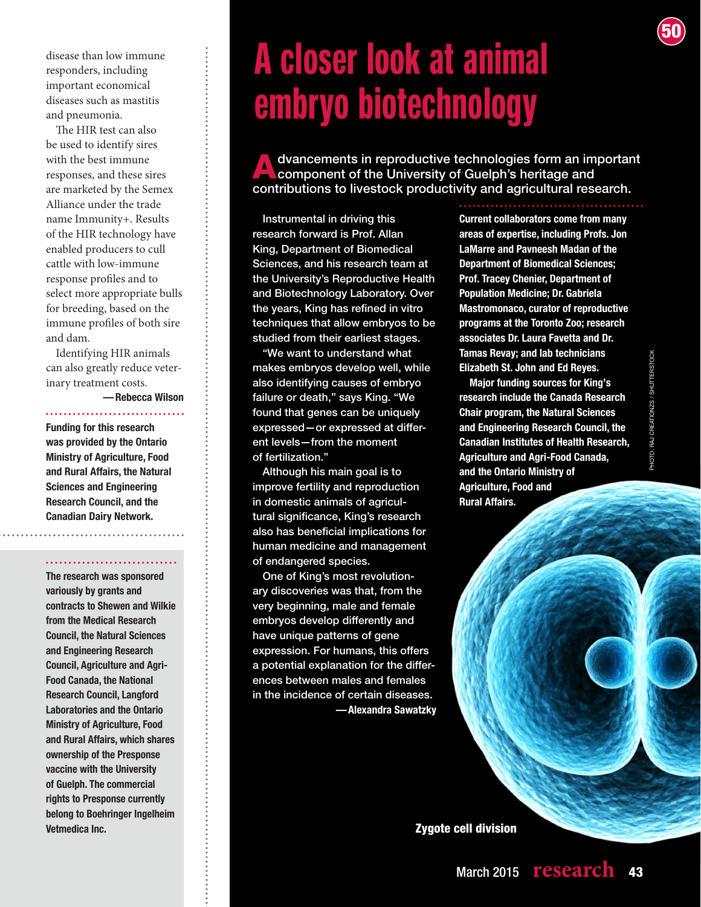disease than low immune responders, including important economical diseases such as mastitis and pneumonia.

The HIR test can also be used to identify sires with the best immune responses, and these sires are marketed by the Semex Alliance under the trade name Immunity+. Results of the HIR technology have enabled producers to cull cattle with low-immune response profiles and to select more appropriate bulls for breeding, based on the immune profiles of both sire and dam.

Identifying HIR animals can also greatly reduce veterinary treatment costs.

—Rebecca Wilson

**Funding for this research was provided by the Ontario Ministry of Agriculture, Food and Rural Affairs, the Natural Sciences and Engineering Research Council, and the Canadian Dairy Network.**

**The research was sponsored variously by grants and contracts to Shewen and Wilkie from the Medical Research Council, the Natural Sciences and Engineering Research Council, Agriculture and Agri-Food Canada, the National Research Council, Langford Laboratories and the Ontario Ministry of Agriculture, Food and Rural Affairs, which shares ownership of the Presponse vaccine with the University of Guelph. The commercial rights to Presponse currently belong to Boehringer Ingelheim Vetmedica Inc.**

# A closer look at animal embryo biotechnology

Advancements in reproductive technologies form an important component of the University of Guelph's heritage and contributions to livestock productivity and agricultural research.

Instrumental in driving this research forward is Prof. Allan King, Department of Biomedical Sciences, and his research team at the University's Reproductive Health and Biotechnology Laboratory. Over the years, King has refined in vitro techniques that allow embryos to be studied from their earliest stages.

"We want to understand what makes embryos develop well, while also identifying causes of embryo failure or death," says King. "We found that genes can be uniquely expressed—or expressed at different levels—from the moment of fertilization."

Although his main goal is to improve fertility and reproduction in domestic animals of agricultural significance, King's research also has beneficial implications for human medicine and management of endangered species.

One of King's most revolutionary discoveries was that, from the very beginning, male and female embryos develop differently and have unique patterns of gene expression. For humans, this offers a potential explanation for the differences between males and females in the incidence of certain diseases.

—Alexandra Sawatzky

**Current collaborators come from many areas of expertise, including Profs. Jon LaMarre and Pavneesh Madan of the Department of Biomedical Sciences; Prof. Tracey Chenier, Department of Population Medicine; Dr. Gabriela Mastromonaco, curator of reproductive programs at the Toronto Zoo; research associates Dr. Laura Favetta and Dr. Tamas Revay; and lab technicians Elizabeth St. John and Ed Reyes.**

**Major funding sources for King's research include the Canada Research Chair program, the Natural Sciences and Engineering Research Council, the Canadian Institutes of Health Research, Agriculture and Agri-Food Canada, and the Ontario Ministry of Agriculture, Food and Rural Affairs.**

PHOTO: RAJ CREATIONZS / SHUTTERSTOCK

**Zygote cell division**